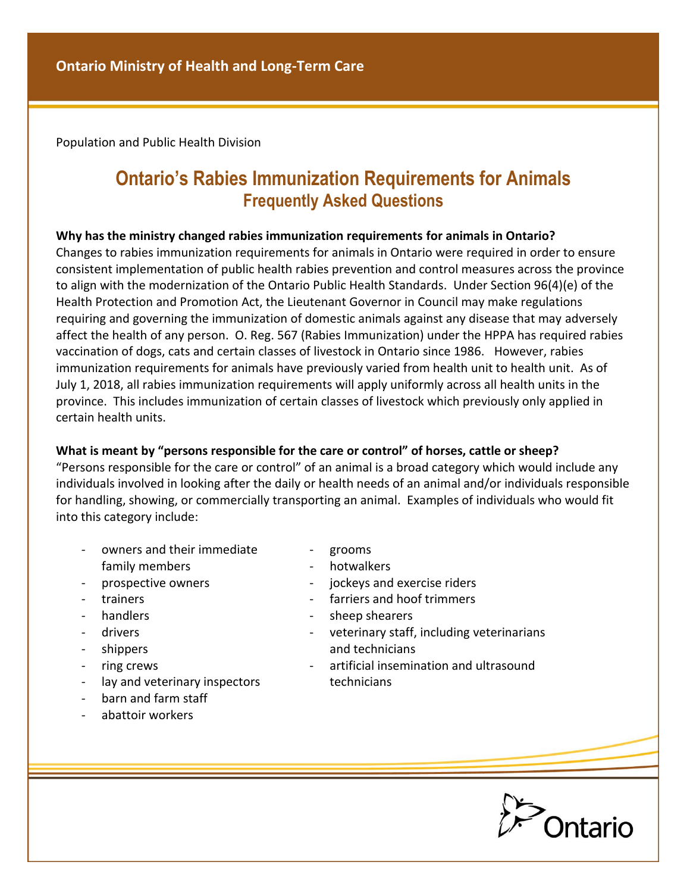Ontario Ministry of Health and Long-Term Care

Population and Public Health Division

# Ontario's Rabies Immunization Requirements for Animals
## Frequently Asked Questions

**Why has the ministry changed rabies immunization requirements for animals in Ontario?**
Changes to rabies immunization requirements for animals in Ontario were required in order to ensure consistent implementation of public health rabies prevention and control measures across the province to align with the modernization of the Ontario Public Health Standards. Under Section 96(4)(e) of the Health Protection and Promotion Act, the Lieutenant Governor in Council may make regulations requiring and governing the immunization of domestic animals against any disease that may adversely affect the health of any person. O. Reg. 567 (Rabies Immunization) under the HPPA has required rabies vaccination of dogs, cats and certain classes of livestock in Ontario since 1986. However, rabies immunization requirements for animals have previously varied from health unit to health unit. As of July 1, 2018, all rabies immunization requirements will apply uniformly across all health units in the province. This includes immunization of certain classes of livestock which previously only applied in certain health units.

**What is meant by "persons responsible for the care or control" of horses, cattle or sheep?**
"Persons responsible for the care or control" of an animal is a broad category which would include any individuals involved in looking after the daily or health needs of an animal and/or individuals responsible for handling, showing, or commercially transporting an animal. Examples of individuals who would fit into this category include:

- owners and their immediate family members
- prospective owners
- trainers
- handlers
- drivers
- shippers
- ring crews
- lay and veterinary inspectors
- barn and farm staff
- abattoir workers
- grooms
- hotwalkers
- jockeys and exercise riders
- farriers and hoof trimmers
- sheep shearers
- veterinary staff, including veterinarians and technicians
- artificial insemination and ultrasound technicians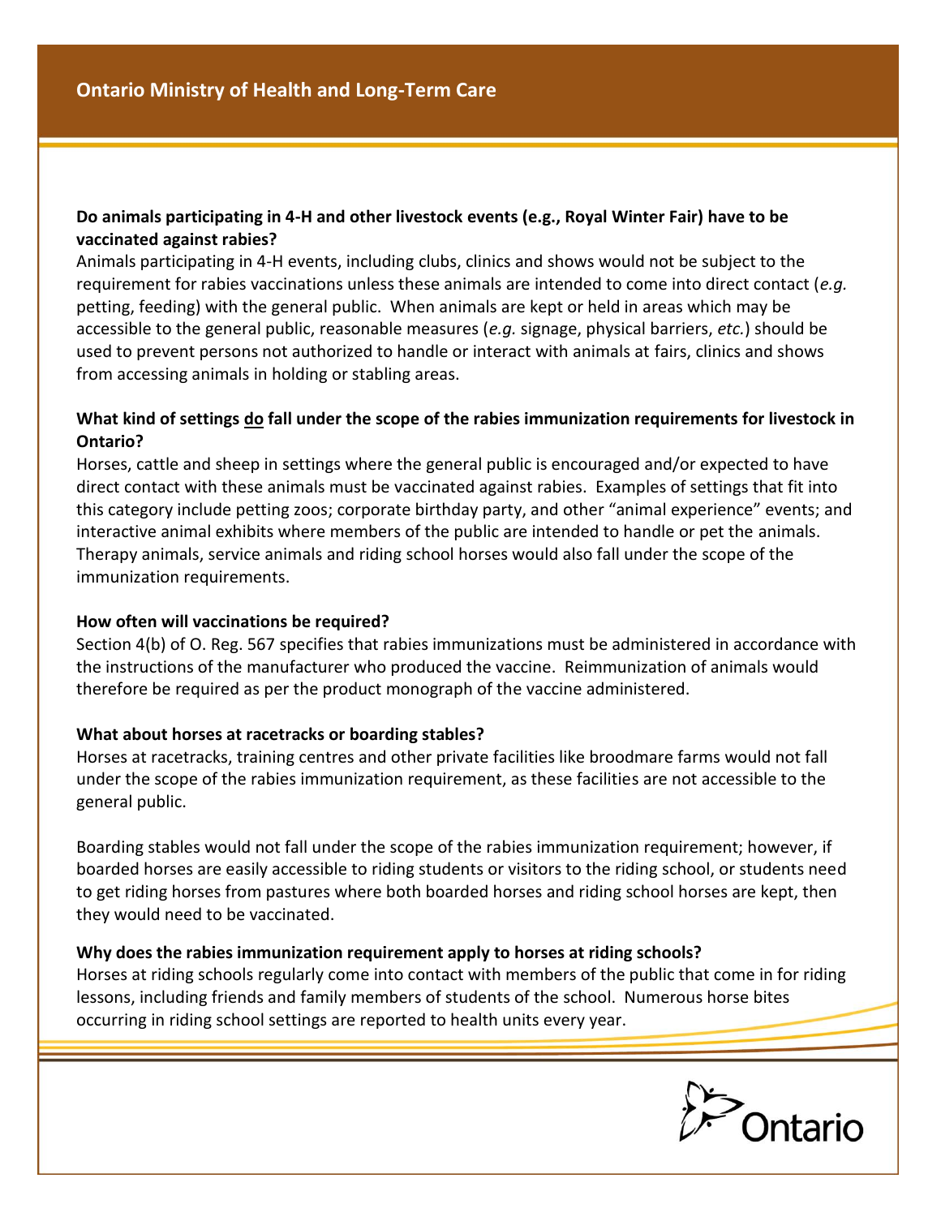**Do animals participating in 4-H and other livestock events (e.g., Royal Winter Fair) have to be vaccinated against rabies?**

Animals participating in 4-H events, including clubs, clinics and shows would not be subject to the requirement for rabies vaccinations unless these animals are intended to come into direct contact (*e.g.* petting, feeding) with the general public. When animals are kept or held in areas which may be accessible to the general public, reasonable measures (*e.g.* signage, physical barriers, *etc.*) should be used to prevent persons not authorized to handle or interact with animals at fairs, clinics and shows from accessing animals in holding or stabling areas.

**What kind of settings <u>do</u> fall under the scope of the rabies immunization requirements for livestock in Ontario?**

Horses, cattle and sheep in settings where the general public is encouraged and/or expected to have direct contact with these animals must be vaccinated against rabies. Examples of settings that fit into this category include petting zoos; corporate birthday party, and other "animal experience" events; and interactive animal exhibits where members of the public are intended to handle or pet the animals. Therapy animals, service animals and riding school horses would also fall under the scope of the immunization requirements.

**How often will vaccinations be required?**

Section 4(b) of O. Reg. 567 specifies that rabies immunizations must be administered in accordance with the instructions of the manufacturer who produced the vaccine. Reimmunization of animals would therefore be required as per the product monograph of the vaccine administered.

**What about horses at racetracks or boarding stables?**

Horses at racetracks, training centres and other private facilities like broodmare farms would not fall under the scope of the rabies immunization requirement, as these facilities are not accessible to the general public.

Boarding stables would not fall under the scope of the rabies immunization requirement; however, if boarded horses are easily accessible to riding students or visitors to the riding school, or students need to get riding horses from pastures where both boarded horses and riding school horses are kept, then they would need to be vaccinated.

**Why does the rabies immunization requirement apply to horses at riding schools?**

Horses at riding schools regularly come into contact with members of the public that come in for riding lessons, including friends and family members of students of the school. Numerous horse bites occurring in riding school settings are reported to health units every year.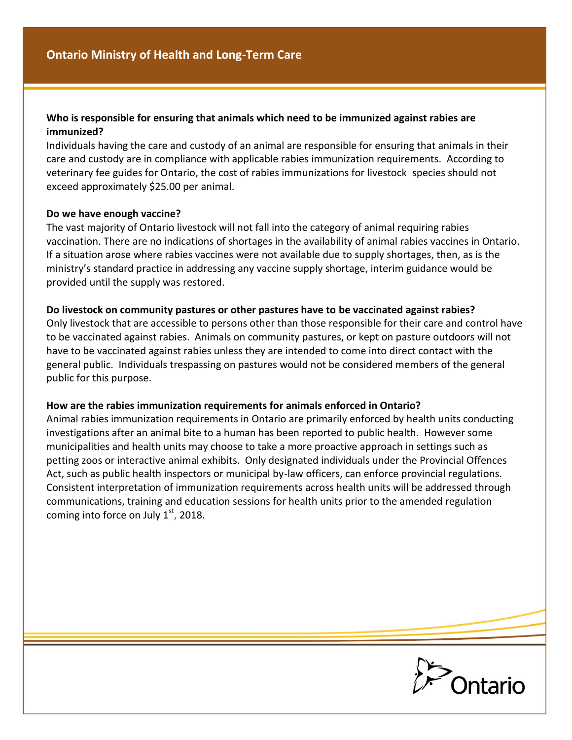**Who is responsible for ensuring that animals which need to be immunized against rabies are immunized?**

Individuals having the care and custody of an animal are responsible for ensuring that animals in their care and custody are in compliance with applicable rabies immunization requirements. According to veterinary fee guides for Ontario, the cost of rabies immunizations for livestock species should not exceed approximately $25.00 per animal.

**Do we have enough vaccine?**

The vast majority of Ontario livestock will not fall into the category of animal requiring rabies vaccination. There are no indications of shortages in the availability of animal rabies vaccines in Ontario. If a situation arose where rabies vaccines were not available due to supply shortages, then, as is the ministry's standard practice in addressing any vaccine supply shortage, interim guidance would be provided until the supply was restored.

**Do livestock on community pastures or other pastures have to be vaccinated against rabies?**

Only livestock that are accessible to persons other than those responsible for their care and control have to be vaccinated against rabies. Animals on community pastures, or kept on pasture outdoors will not have to be vaccinated against rabies unless they are intended to come into direct contact with the general public. Individuals trespassing on pastures would not be considered members of the general public for this purpose.

**How are the rabies immunization requirements for animals enforced in Ontario?**

Animal rabies immunization requirements in Ontario are primarily enforced by health units conducting investigations after an animal bite to a human has been reported to public health. However some municipalities and health units may choose to take a more proactive approach in settings such as petting zoos or interactive animal exhibits. Only designated individuals under the Provincial Offences Act, such as public health inspectors or municipal by-law officers, can enforce provincial regulations. Consistent interpretation of immunization requirements across health units will be addressed through communications, training and education sessions for health units prior to the amended regulation coming into force on July 1st, 2018.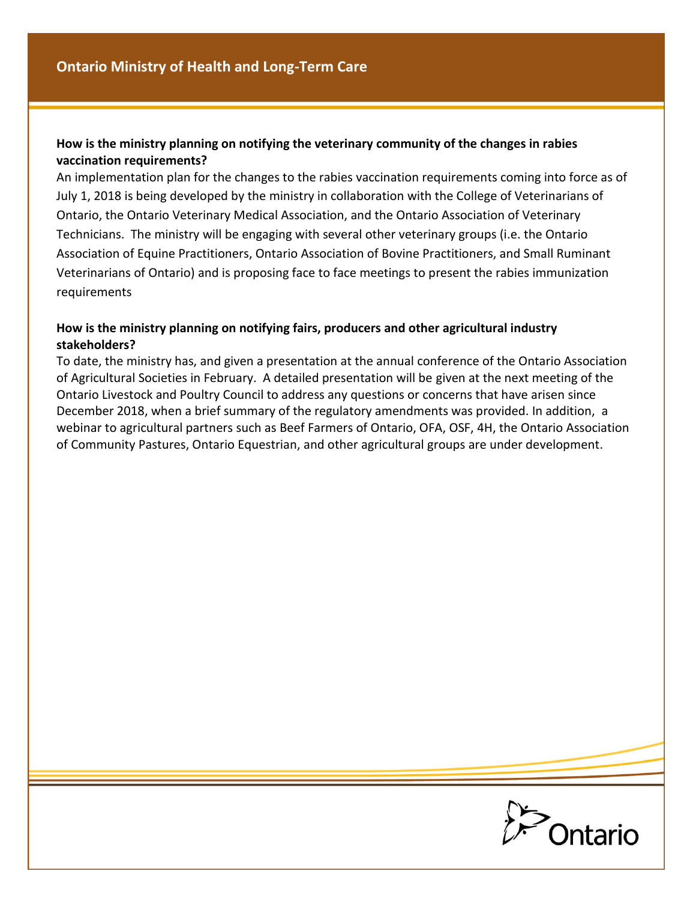**How is the ministry planning on notifying the veterinary community of the changes in rabies vaccination requirements?**

An implementation plan for the changes to the rabies vaccination requirements coming into force as of July 1, 2018 is being developed by the ministry in collaboration with the College of Veterinarians of Ontario, the Ontario Veterinary Medical Association, and the Ontario Association of Veterinary Technicians. The ministry will be engaging with several other veterinary groups (i.e. the Ontario Association of Equine Practitioners, Ontario Association of Bovine Practitioners, and Small Ruminant Veterinarians of Ontario) and is proposing face to face meetings to present the rabies immunization requirements

**How is the ministry planning on notifying fairs, producers and other agricultural industry stakeholders?**

To date, the ministry has, and given a presentation at the annual conference of the Ontario Association of Agricultural Societies in February. A detailed presentation will be given at the next meeting of the Ontario Livestock and Poultry Council to address any questions or concerns that have arisen since December 2018, when a brief summary of the regulatory amendments was provided. In addition, a webinar to agricultural partners such as Beef Farmers of Ontario, OFA, OSF, 4H, the Ontario Association of Community Pastures, Ontario Equestrian, and other agricultural groups are under development.